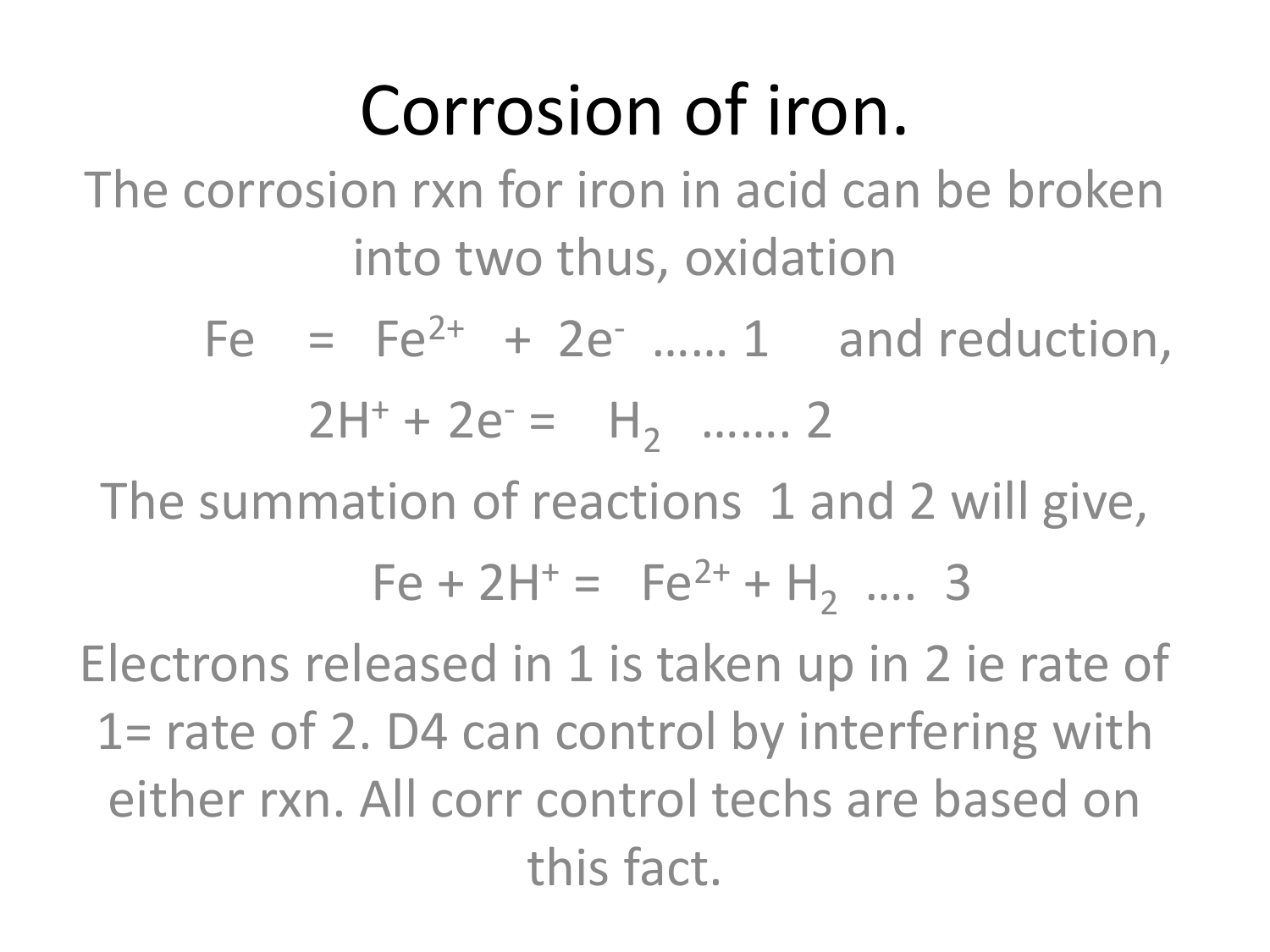# Corrosion of iron.

The corrosion rxn for iron in acid can be broken into two thus, oxidation

$Fe = Fe^{2+} + 2e^{-}$ …… 1 and reduction,

$2H^{+} + 2e^{-} = H_2$ ……. 2

The summation of reactions 1 and 2 will give,

$Fe + 2H^{+} = Fe^{2+} + H_2$ …. 3

Electrons released in 1 is taken up in 2 ie rate of 1= rate of 2. D4 can control by interfering with either rxn. All corr control techs are based on this fact.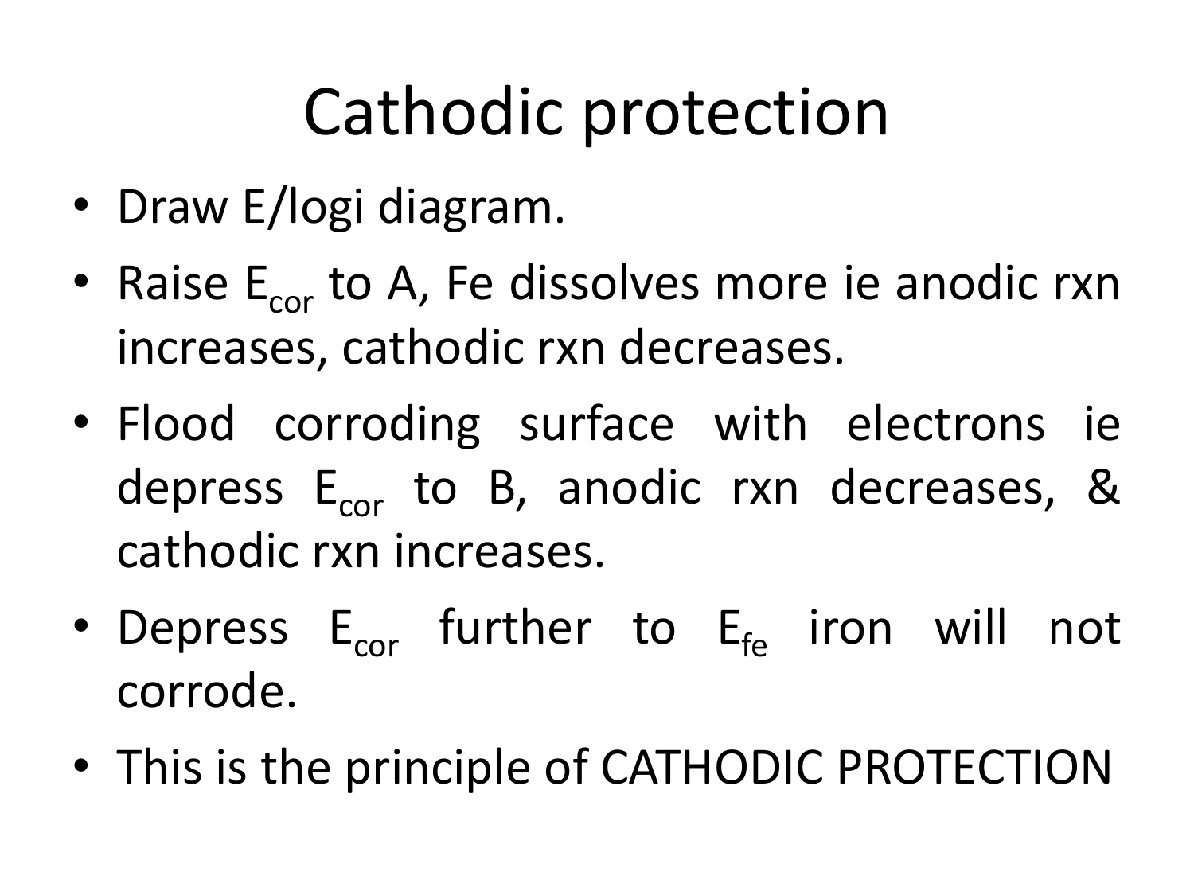# Cathodic protection

- Draw E/logi diagram.
- Raise $E_{cor}$ to A, Fe dissolves more ie anodic rxn increases, cathodic rxn decreases.
- Flood corroding surface with electrons ie depress $E_{cor}$ to B, anodic rxn decreases, & cathodic rxn increases.
- Depress $E_{cor}$ further to $E_{fe}$ iron will not corrode.
- This is the principle of CATHODIC PROTECTION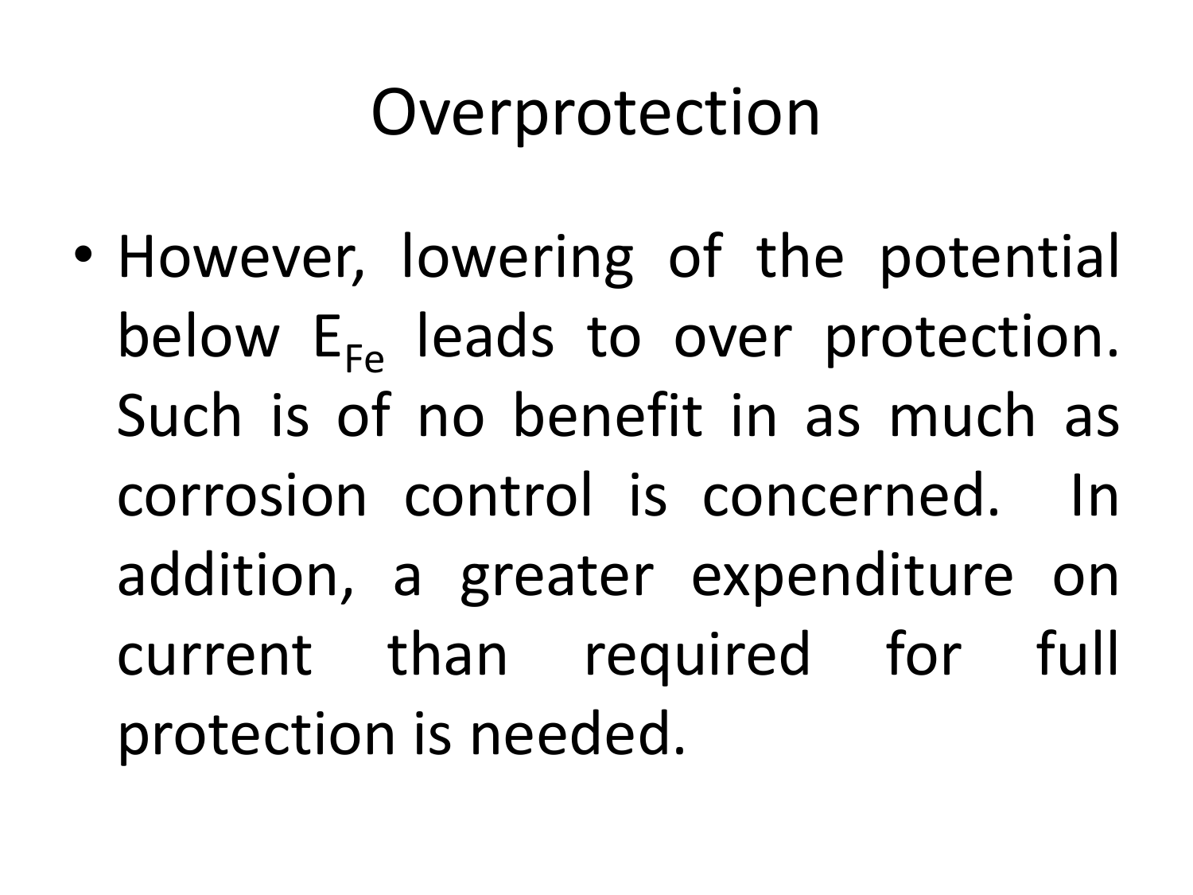# Overprotection

- However, lowering of the potential below $E_{Fe}$ leads to over protection. Such is of no benefit in as much as corrosion control is concerned. In addition, a greater expenditure on current than required for full protection is needed.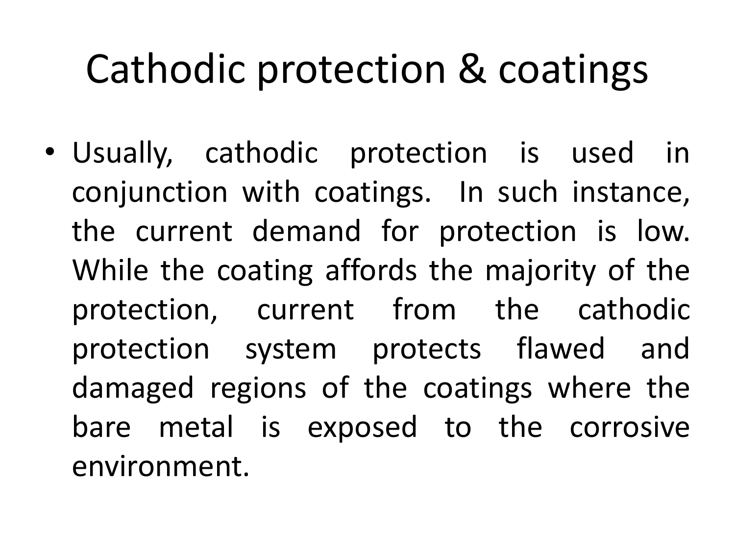# Cathodic protection & coatings

- Usually, cathodic protection is used in conjunction with coatings.  In such instance, the current demand for protection is low. While the coating affords the majority of the protection, current from the cathodic protection system protects flawed and damaged regions of the coatings where the bare metal is exposed to the corrosive environment.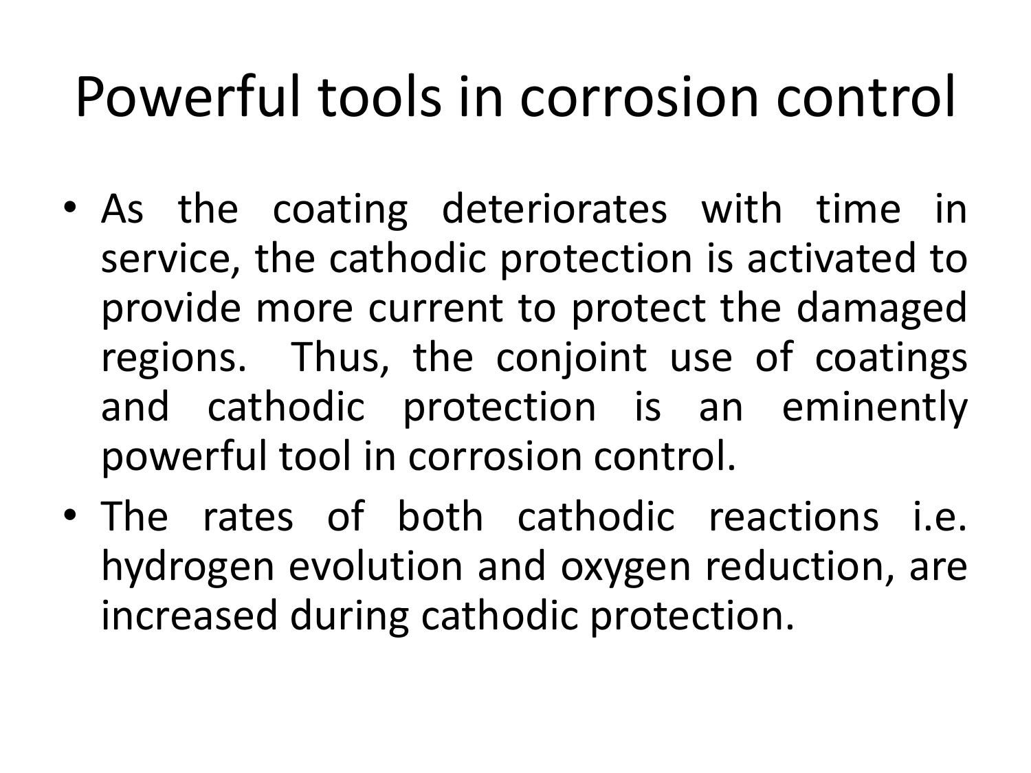# Powerful tools in corrosion control

- As the coating deteriorates with time in service, the cathodic protection is activated to provide more current to protect the damaged regions. Thus, the conjoint use of coatings and cathodic protection is an eminently powerful tool in corrosion control.
- The rates of both cathodic reactions i.e. hydrogen evolution and oxygen reduction, are increased during cathodic protection.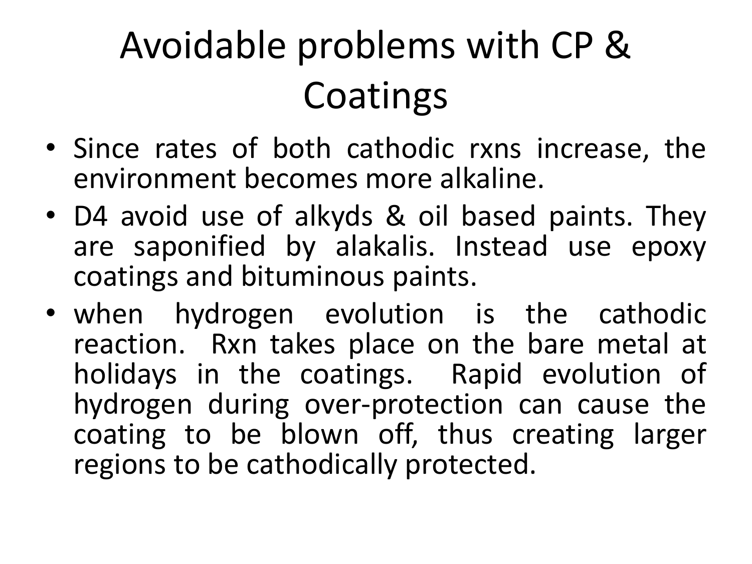# Avoidable problems with CP & Coatings

- Since rates of both cathodic rxns increase, the environment becomes more alkaline.
- D4 avoid use of alkyds & oil based paints. They are saponified by alakalis. Instead use epoxy coatings and bituminous paints.
- when hydrogen evolution is the cathodic reaction. Rxn takes place on the bare metal at holidays in the coatings. Rapid evolution of hydrogen during over-protection can cause the coating to be blown off, thus creating larger regions to be cathodically protected.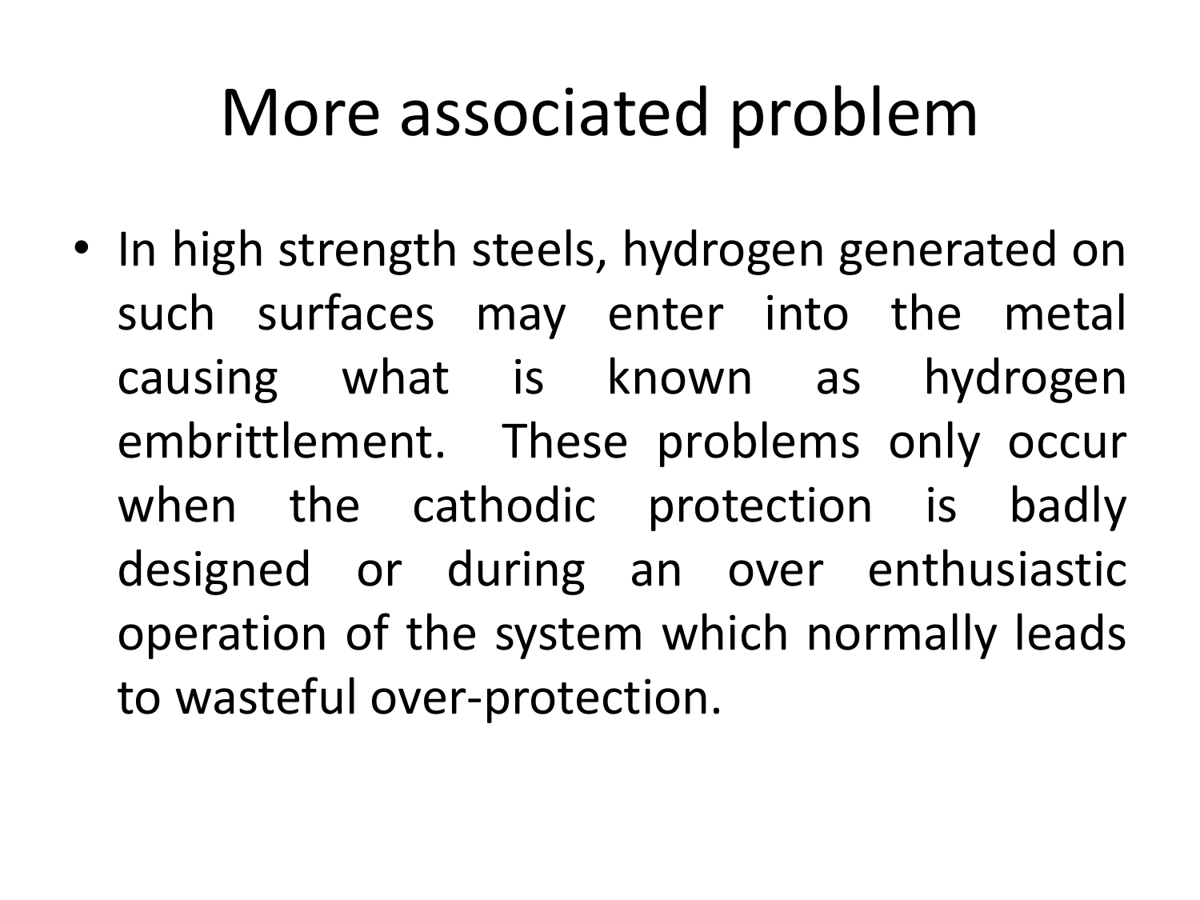# More associated problem

- In high strength steels, hydrogen generated on such surfaces may enter into the metal causing what is known as hydrogen embrittlement. These problems only occur when the cathodic protection is badly designed or during an over enthusiastic operation of the system which normally leads to wasteful over-protection.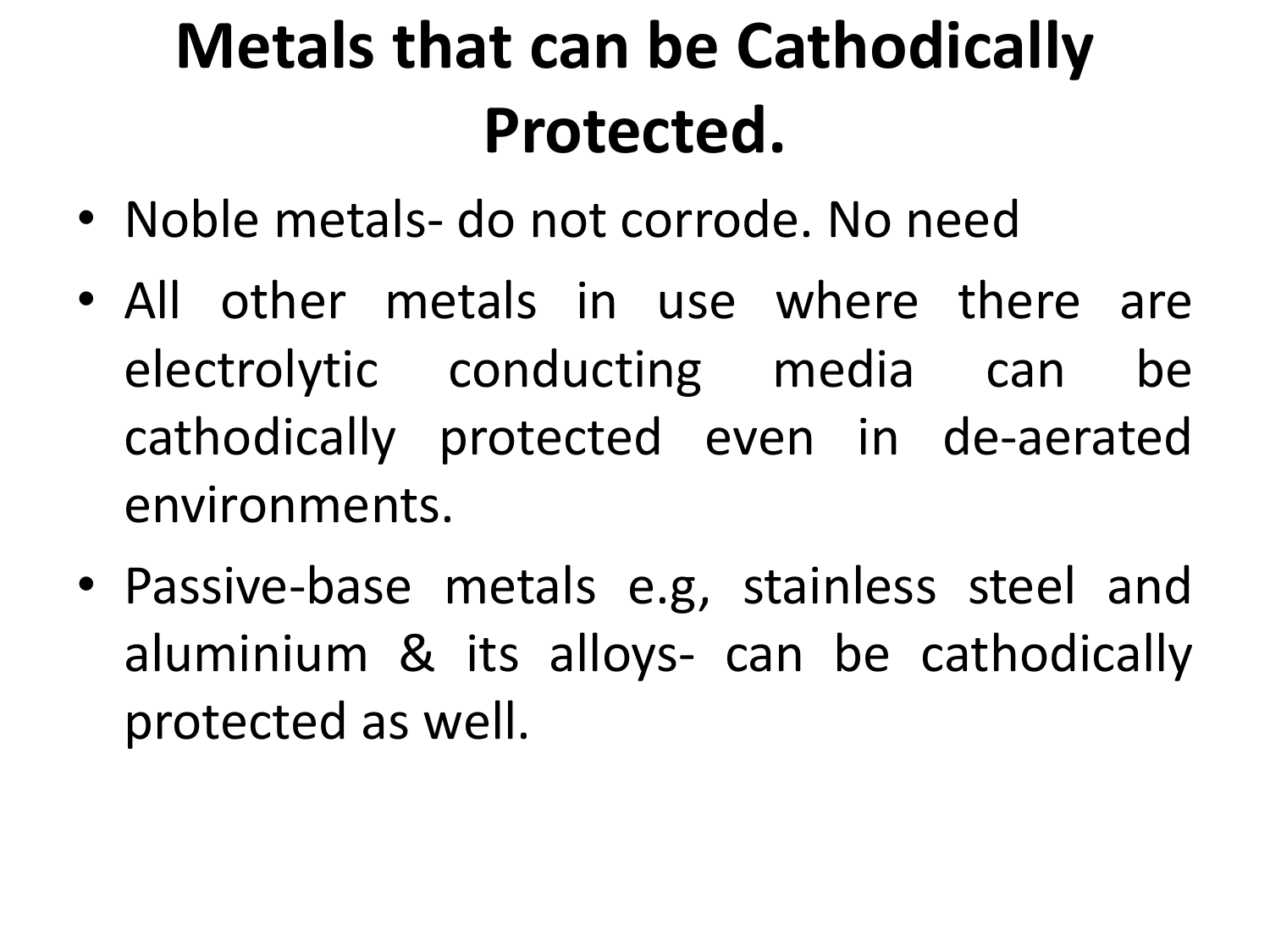# Metals that can be Cathodically Protected.

- Noble metals- do not corrode. No need
- All other metals in use where there are electrolytic conducting media can be cathodically protected even in de-aerated environments.
- Passive-base metals e.g, stainless steel and aluminium & its alloys- can be cathodically protected as well.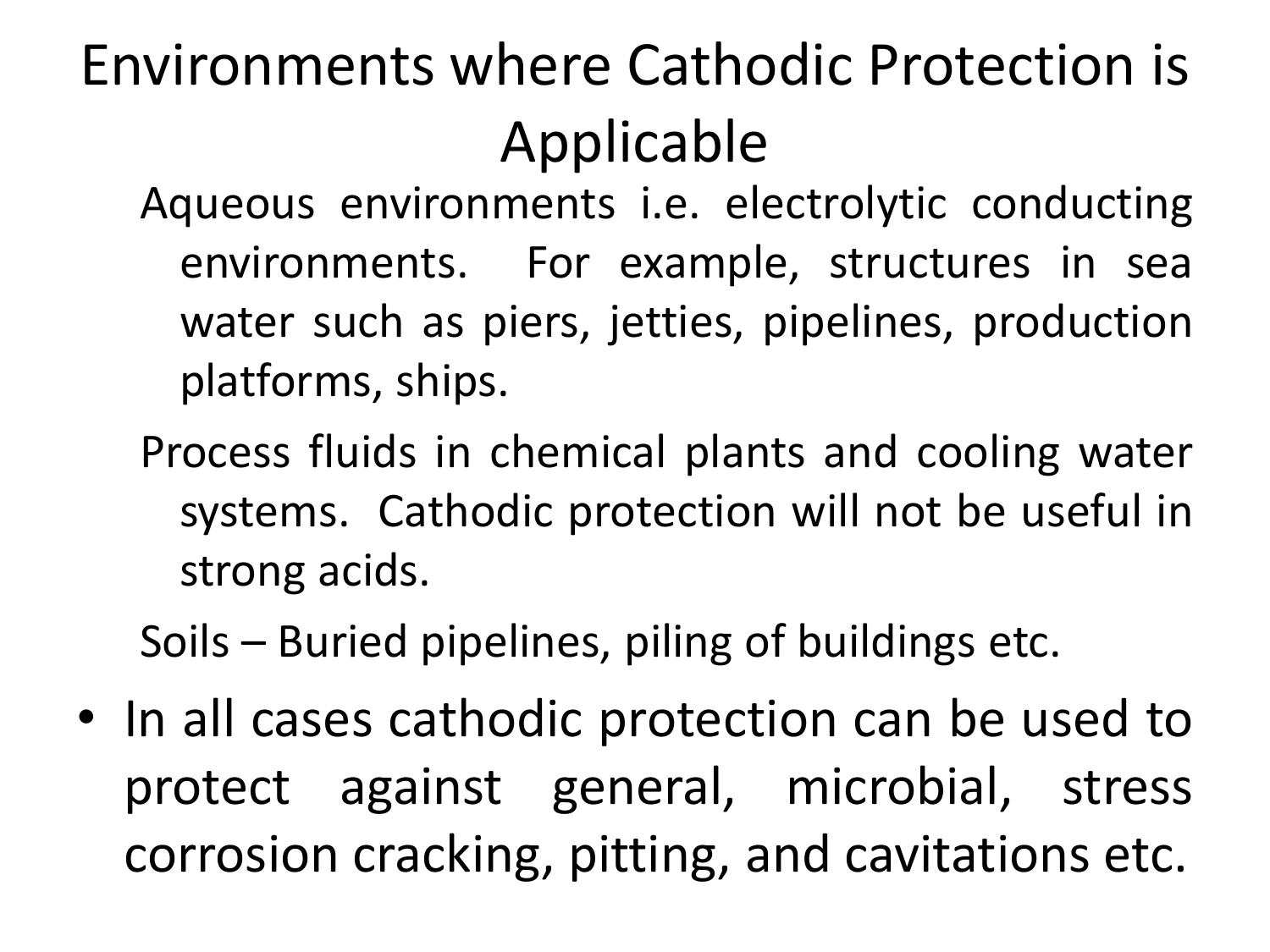# Environments where Cathodic Protection is Applicable

Aqueous environments i.e. electrolytic conducting environments. For example, structures in sea water such as piers, jetties, pipelines, production platforms, ships.

Process fluids in chemical plants and cooling water systems. Cathodic protection will not be useful in strong acids.

Soils – Buried pipelines, piling of buildings etc.

- In all cases cathodic protection can be used to protect against general, microbial, stress corrosion cracking, pitting, and cavitations etc.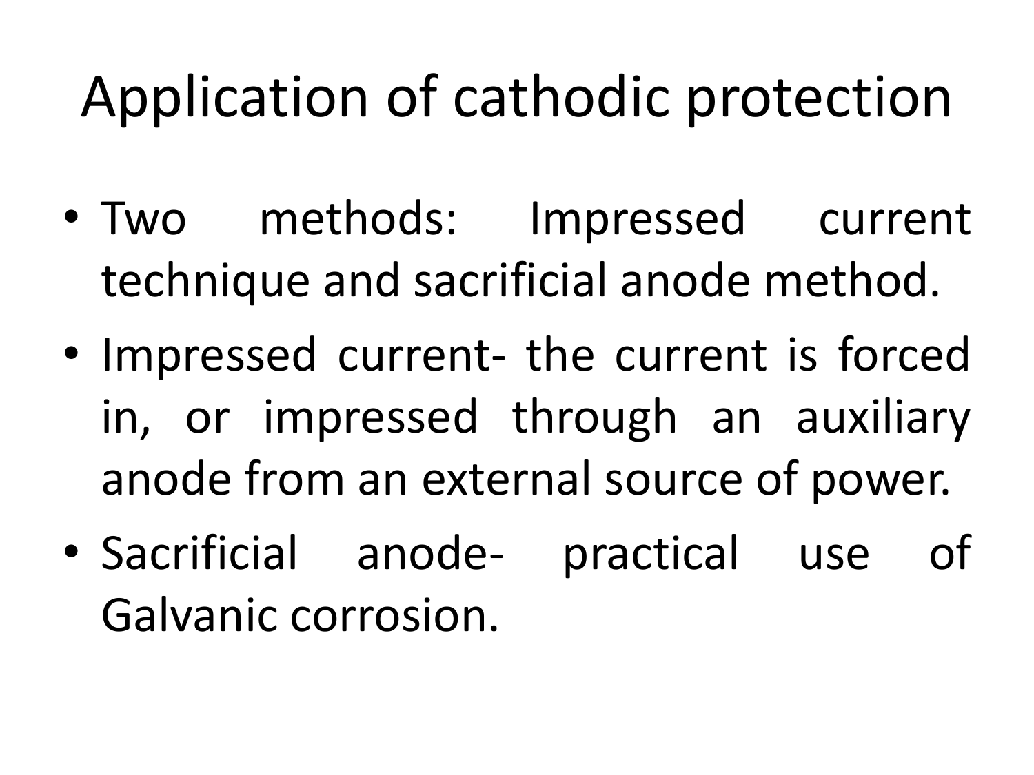# Application of cathodic protection

- Two methods: Impressed current technique and sacrificial anode method.
- Impressed current- the current is forced in, or impressed through an auxiliary anode from an external source of power.
- Sacrificial anode- practical use of Galvanic corrosion.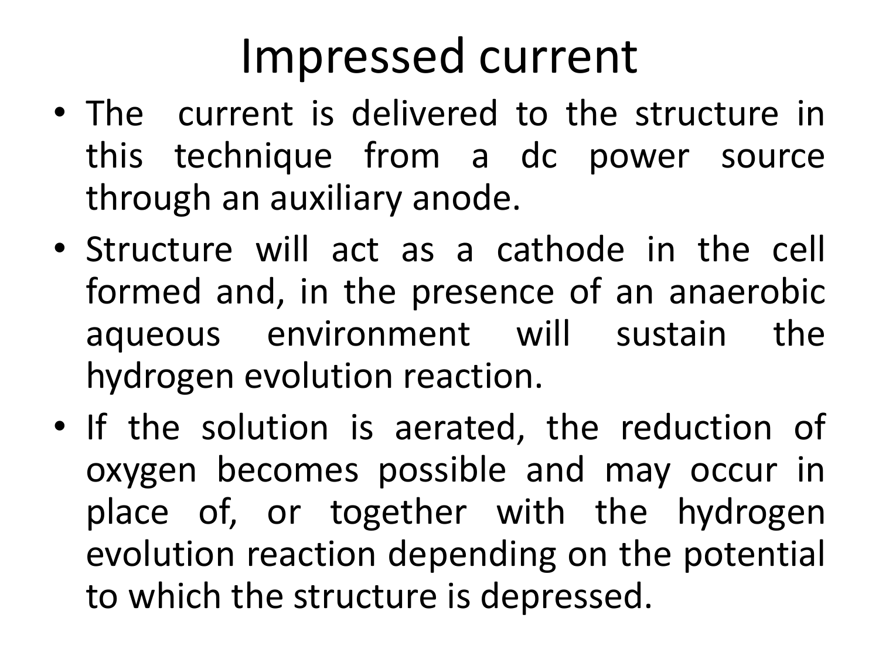# Impressed current

- The current is delivered to the structure in this technique from a dc power source through an auxiliary anode.
- Structure will act as a cathode in the cell formed and, in the presence of an anaerobic aqueous environment will sustain the hydrogen evolution reaction.
- If the solution is aerated, the reduction of oxygen becomes possible and may occur in place of, or together with the hydrogen evolution reaction depending on the potential to which the structure is depressed.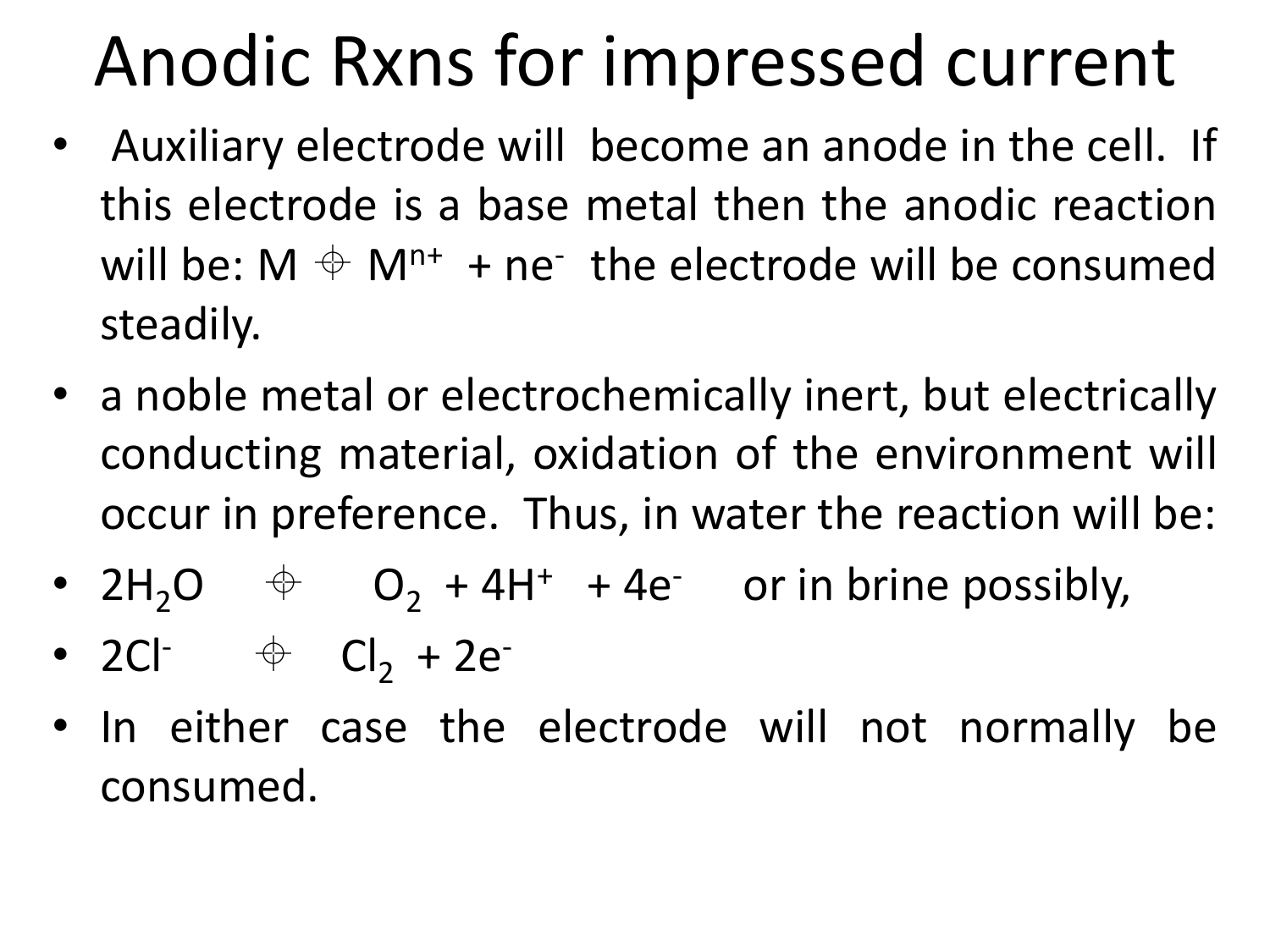# Anodic Rxns for impressed current

- Auxiliary electrode will become an anode in the cell. If this electrode is a base metal then the anodic reaction will be: $M \rightarrow M^{n+} + ne^-$ the electrode will be consumed steadily.
- a noble metal or electrochemically inert, but electrically conducting material, oxidation of the environment will occur in preference. Thus, in water the reaction will be:
- $2H_2O \rightarrow O_2 + 4H^+ + 4e^-$ or in brine possibly,
- $2Cl^- \rightarrow Cl_2 + 2e^-$
- In either case the electrode will not normally be consumed.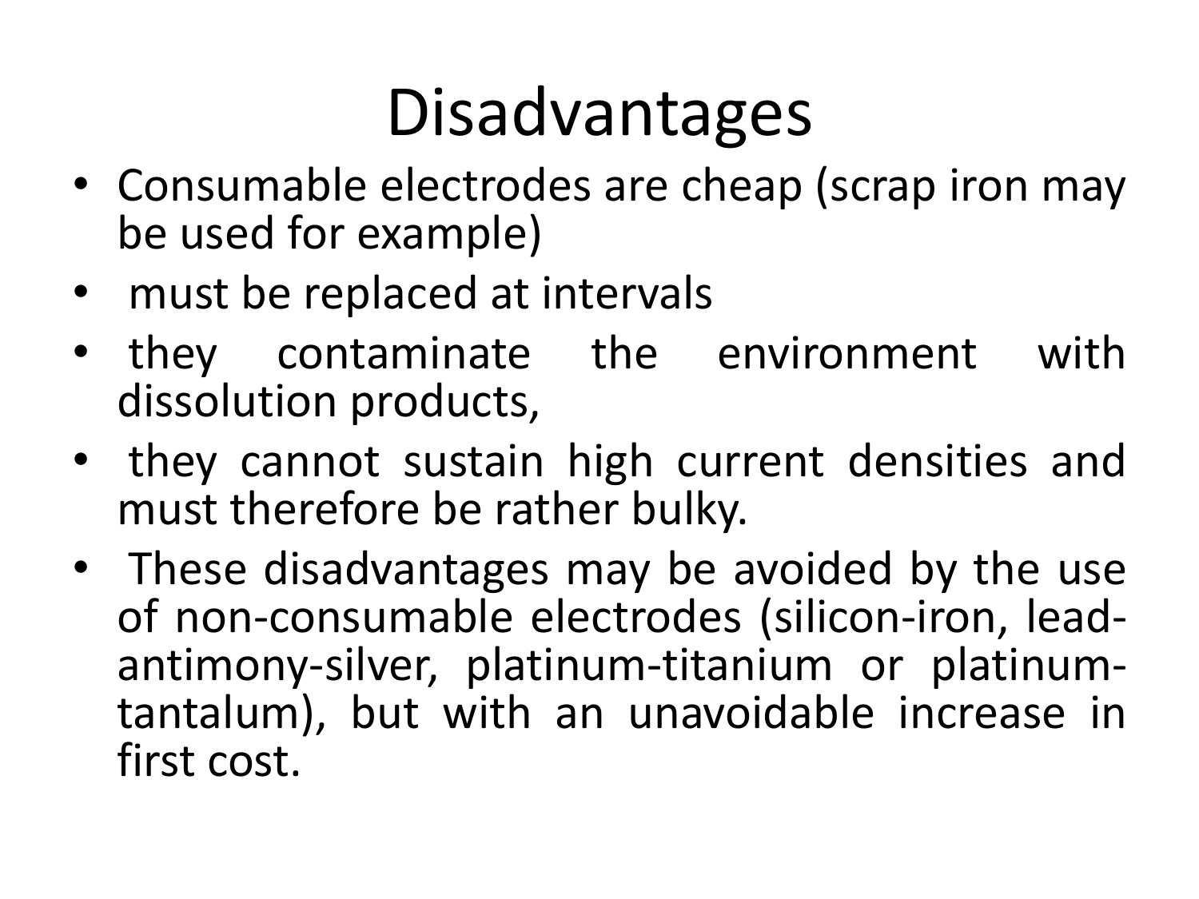# Disadvantages

- Consumable electrodes are cheap (scrap iron may be used for example)
- must be replaced at intervals
- they contaminate the environment with dissolution products,
- they cannot sustain high current densities and must therefore be rather bulky.
- These disadvantages may be avoided by the use of non-consumable electrodes (silicon-iron, lead-antimony-silver, platinum-titanium or platinum-tantalum), but with an unavoidable increase in first cost.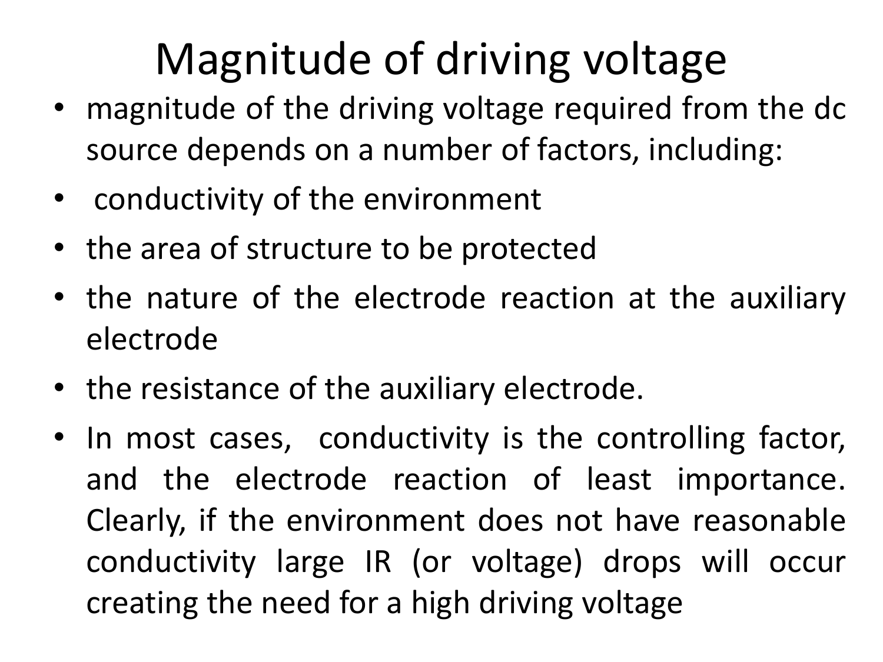# Magnitude of driving voltage

- magnitude of the driving voltage required from the dc source depends on a number of factors, including:
- conductivity of the environment
- the area of structure to be protected
- the nature of the electrode reaction at the auxiliary electrode
- the resistance of the auxiliary electrode.
- In most cases, conductivity is the controlling factor, and the electrode reaction of least importance. Clearly, if the environment does not have reasonable conductivity large IR (or voltage) drops will occur creating the need for a high driving voltage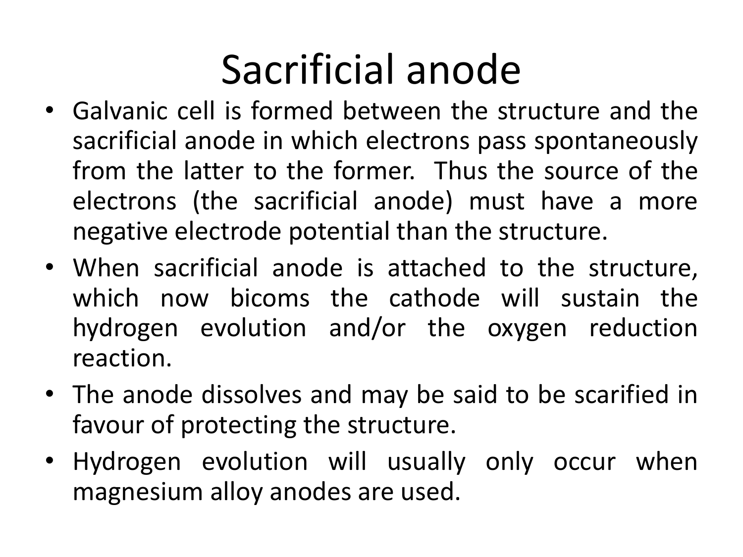# Sacrificial anode

- Galvanic cell is formed between the structure and the sacrificial anode in which electrons pass spontaneously from the latter to the former. Thus the source of the electrons (the sacrificial anode) must have a more negative electrode potential than the structure.
- When sacrificial anode is attached to the structure, which now bicoms the cathode will sustain the hydrogen evolution and/or the oxygen reduction reaction.
- The anode dissolves and may be said to be scarified in favour of protecting the structure.
- Hydrogen evolution will usually only occur when magnesium alloy anodes are used.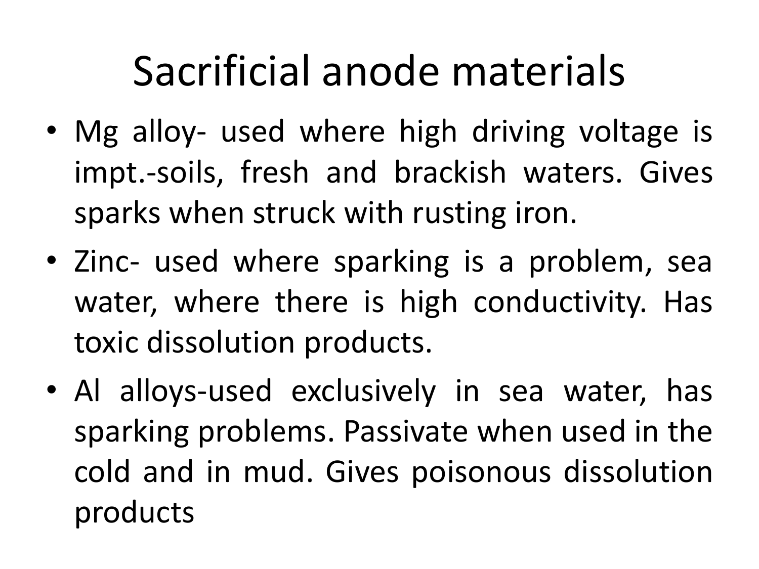# Sacrificial anode materials

- Mg alloy- used where high driving voltage is impt.-soils, fresh and brackish waters. Gives sparks when struck with rusting iron.
- Zinc- used where sparking is a problem, sea water, where there is high conductivity. Has toxic dissolution products.
- Al alloys-used exclusively in sea water, has sparking problems. Passivate when used in the cold and in mud. Gives poisonous dissolution products